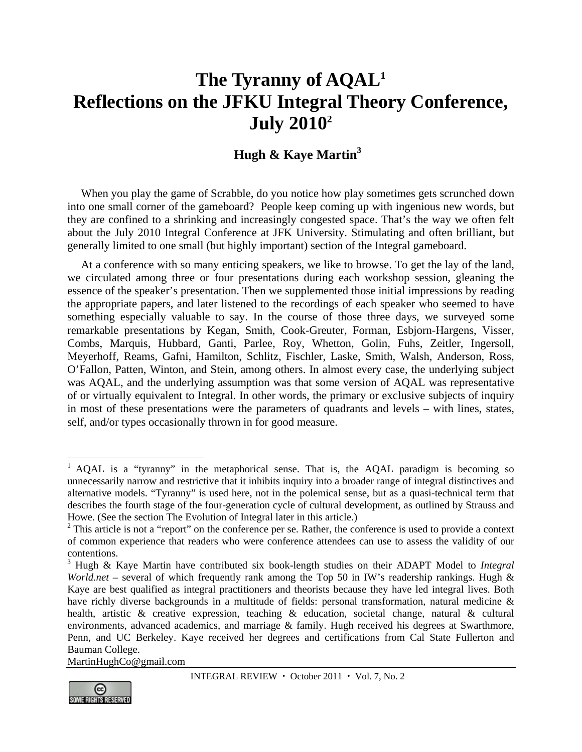# The Tyranny of AQAL[1]
# Reflections on the JFKU Integral Theory Conference, July 2010[2]

## Hugh & Kaye Martin[3]

When you play the game of Scrabble, do you notice how play sometimes gets scrunched down into one small corner of the gameboard? People keep coming up with ingenious new words, but they are confined to a shrinking and increasingly congested space. That's the way we often felt about the July 2010 Integral Conference at JFK University. Stimulating and often brilliant, but generally limited to one small (but highly important) section of the Integral gameboard.

At a conference with so many enticing speakers, we like to browse. To get the lay of the land, we circulated among three or four presentations during each workshop session, gleaning the essence of the speaker's presentation. Then we supplemented those initial impressions by reading the appropriate papers, and later listened to the recordings of each speaker who seemed to have something especially valuable to say. In the course of those three days, we surveyed some remarkable presentations by Kegan, Smith, Cook-Greuter, Forman, Esbjorn-Hargens, Visser, Combs, Marquis, Hubbard, Ganti, Parlee, Roy, Whetton, Golin, Fuhs, Zeitler, Ingersoll, Meyerhoff, Reams, Gafni, Hamilton, Schlitz, Fischler, Laske, Smith, Walsh, Anderson, Ross, O'Fallon, Patten, Winton, and Stein, among others. In almost every case, the underlying subject was AQAL, and the underlying assumption was that some version of AQAL was representative of or virtually equivalent to Integral. In other words, the primary or exclusive subjects of inquiry in most of these presentations were the parameters of quadrants and levels – with lines, states, self, and/or types occasionally thrown in for good measure.

---

[1] AQAL is a "tyranny" in the metaphorical sense. That is, the AQAL paradigm is becoming so unnecessarily narrow and restrictive that it inhibits inquiry into a broader range of integral distinctives and alternative models. "Tyranny" is used here, not in the polemical sense, but as a quasi-technical term that describes the fourth stage of the four-generation cycle of cultural development, as outlined by Strauss and Howe. (See the section The Evolution of Integral later in this article.)

[2] This article is not a "report" on the conference per se. Rather, the conference is used to provide a context of common experience that readers who were conference attendees can use to assess the validity of our contentions.

[3] Hugh & Kaye Martin have contributed six book-length studies on their ADAPT Model to *Integral World.net* – several of which frequently rank among the Top 50 in IW's readership rankings. Hugh & Kaye are best qualified as integral practitioners and theorists because they have led integral lives. Both have richly diverse backgrounds in a multitude of fields: personal transformation, natural medicine & health, artistic & creative expression, teaching & education, societal change, natural & cultural environments, advanced academics, and marriage & family. Hugh received his degrees at Swarthmore, Penn, and UC Berkeley. Kaye received her degrees and certifications from Cal State Fullerton and Bauman College.
MartinHughCo@gmail.com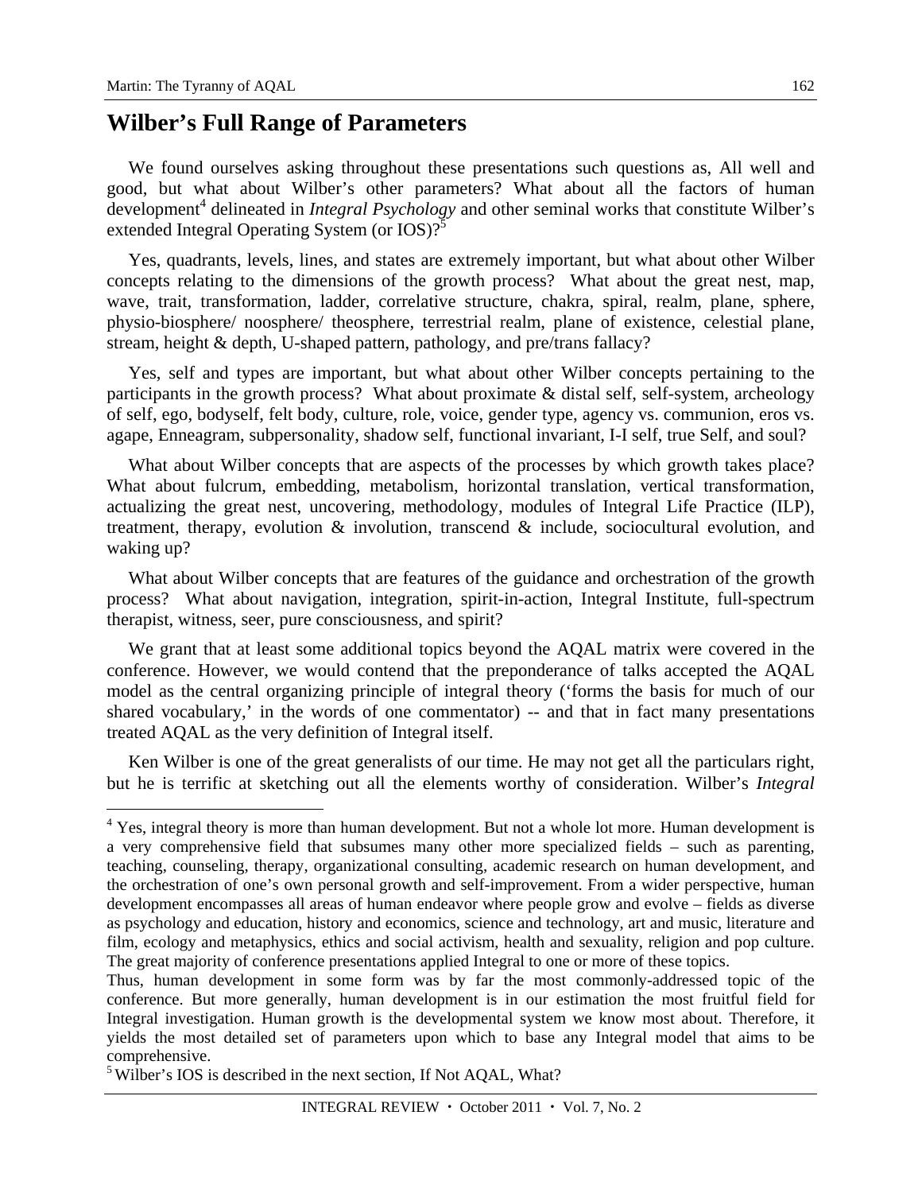## Wilber's Full Range of Parameters

We found ourselves asking throughout these presentations such questions as, All well and good, but what about Wilber's other parameters? What about all the factors of human development[4] delineated in *Integral Psychology* and other seminal works that constitute Wilber's extended Integral Operating System (or IOS)?[5]

Yes, quadrants, levels, lines, and states are extremely important, but what about other Wilber concepts relating to the dimensions of the growth process? What about the great nest, map, wave, trait, transformation, ladder, correlative structure, chakra, spiral, realm, plane, sphere, physio-biosphere/ noosphere/ theosphere, terrestrial realm, plane of existence, celestial plane, stream, height & depth, U-shaped pattern, pathology, and pre/trans fallacy?

Yes, self and types are important, but what about other Wilber concepts pertaining to the participants in the growth process? What about proximate & distal self, self-system, archeology of self, ego, bodyself, felt body, culture, role, voice, gender type, agency vs. communion, eros vs. agape, Enneagram, subpersonality, shadow self, functional invariant, I-I self, true Self, and soul?

What about Wilber concepts that are aspects of the processes by which growth takes place? What about fulcrum, embedding, metabolism, horizontal translation, vertical transformation, actualizing the great nest, uncovering, methodology, modules of Integral Life Practice (ILP), treatment, therapy, evolution & involution, transcend & include, sociocultural evolution, and waking up?

What about Wilber concepts that are features of the guidance and orchestration of the growth process? What about navigation, integration, spirit-in-action, Integral Institute, full-spectrum therapist, witness, seer, pure consciousness, and spirit?

We grant that at least some additional topics beyond the AQAL matrix were covered in the conference. However, we would contend that the preponderance of talks accepted the AQAL model as the central organizing principle of integral theory ('forms the basis for much of our shared vocabulary,' in the words of one commentator) -- and that in fact many presentations treated AQAL as the very definition of Integral itself.

Ken Wilber is one of the great generalists of our time. He may not get all the particulars right, but he is terrific at sketching out all the elements worthy of consideration. Wilber's *Integral*

---

[4] Yes, integral theory is more than human development. But not a whole lot more. Human development is a very comprehensive field that subsumes many other more specialized fields – such as parenting, teaching, counseling, therapy, organizational consulting, academic research on human development, and the orchestration of one's own personal growth and self-improvement. From a wider perspective, human development encompasses all areas of human endeavor where people grow and evolve – fields as diverse as psychology and education, history and economics, science and technology, art and music, literature and film, ecology and metaphysics, ethics and social activism, health and sexuality, religion and pop culture. The great majority of conference presentations applied Integral to one or more of these topics.

Thus, human development in some form was by far the most commonly-addressed topic of the conference. But more generally, human development is in our estimation the most fruitful field for Integral investigation. Human growth is the developmental system we know most about. Therefore, it yields the most detailed set of parameters upon which to base any Integral model that aims to be comprehensive.

[5] Wilber's IOS is described in the next section, If Not AQAL, What?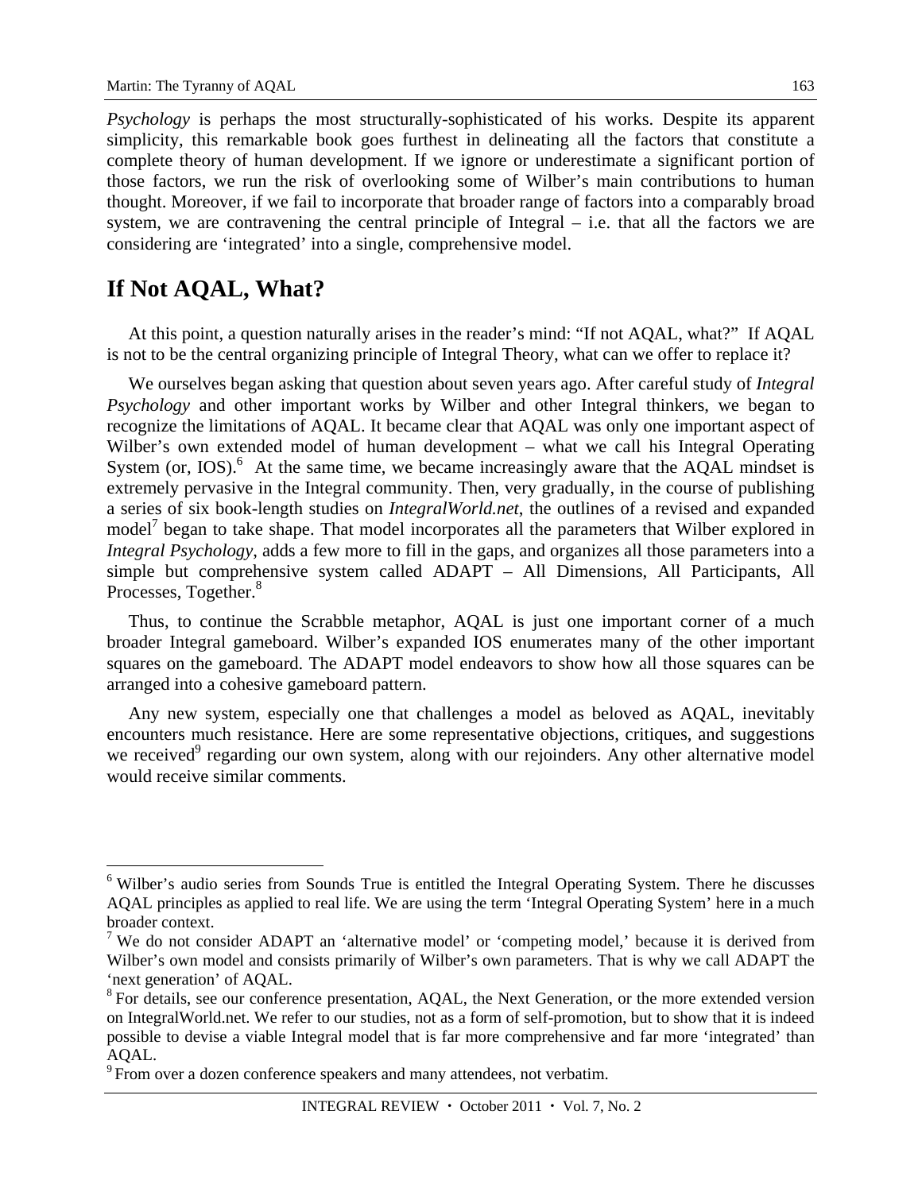*Psychology* is perhaps the most structurally-sophisticated of his works. Despite its apparent simplicity, this remarkable book goes furthest in delineating all the factors that constitute a complete theory of human development. If we ignore or underestimate a significant portion of those factors, we run the risk of overlooking some of Wilber's main contributions to human thought. Moreover, if we fail to incorporate that broader range of factors into a comparably broad system, we are contravening the central principle of Integral – i.e. that all the factors we are considering are 'integrated' into a single, comprehensive model.

## If Not AQAL, What?

At this point, a question naturally arises in the reader's mind: "If not AQAL, what?" If AQAL is not to be the central organizing principle of Integral Theory, what can we offer to replace it?

We ourselves began asking that question about seven years ago. After careful study of *Integral Psychology* and other important works by Wilber and other Integral thinkers, we began to recognize the limitations of AQAL. It became clear that AQAL was only one important aspect of Wilber's own extended model of human development – what we call his Integral Operating System (or, IOS).[6] At the same time, we became increasingly aware that the AQAL mindset is extremely pervasive in the Integral community. Then, very gradually, in the course of publishing a series of six book-length studies on *IntegralWorld.net*, the outlines of a revised and expanded model[7] began to take shape. That model incorporates all the parameters that Wilber explored in *Integral Psychology*, adds a few more to fill in the gaps, and organizes all those parameters into a simple but comprehensive system called ADAPT – All Dimensions, All Participants, All Processes, Together.[8]

Thus, to continue the Scrabble metaphor, AQAL is just one important corner of a much broader Integral gameboard. Wilber's expanded IOS enumerates many of the other important squares on the gameboard. The ADAPT model endeavors to show how all those squares can be arranged into a cohesive gameboard pattern.

Any new system, especially one that challenges a model as beloved as AQAL, inevitably encounters much resistance. Here are some representative objections, critiques, and suggestions we received[9] regarding our own system, along with our rejoinders. Any other alternative model would receive similar comments.

---

[6] Wilber's audio series from Sounds True is entitled the Integral Operating System. There he discusses AQAL principles as applied to real life. We are using the term 'Integral Operating System' here in a much broader context.

[7] We do not consider ADAPT an 'alternative model' or 'competing model,' because it is derived from Wilber's own model and consists primarily of Wilber's own parameters. That is why we call ADAPT the 'next generation' of AQAL.

[8] For details, see our conference presentation, AQAL, the Next Generation, or the more extended version on IntegralWorld.net. We refer to our studies, not as a form of self-promotion, but to show that it is indeed possible to devise a viable Integral model that is far more comprehensive and far more 'integrated' than AQAL.

[9] From over a dozen conference speakers and many attendees, not verbatim.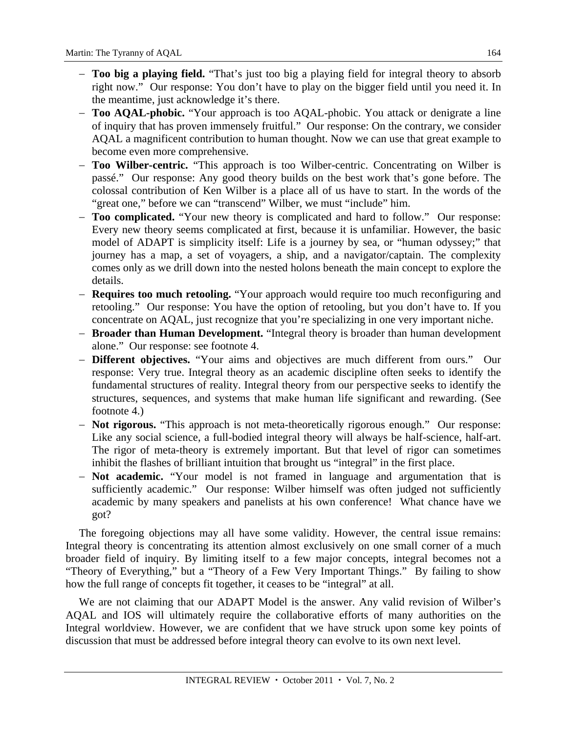- **Too big a playing field.** "That's just too big a playing field for integral theory to absorb right now." Our response: You don't have to play on the bigger field until you need it. In the meantime, just acknowledge it's there.
- **Too AQAL-phobic.** "Your approach is too AQAL-phobic. You attack or denigrate a line of inquiry that has proven immensely fruitful." Our response: On the contrary, we consider AQAL a magnificent contribution to human thought. Now we can use that great example to become even more comprehensive.
- **Too Wilber-centric.** "This approach is too Wilber-centric. Concentrating on Wilber is passé." Our response: Any good theory builds on the best work that's gone before. The colossal contribution of Ken Wilber is a place all of us have to start. In the words of the "great one," before we can "transcend" Wilber, we must "include" him.
- **Too complicated.** "Your new theory is complicated and hard to follow." Our response: Every new theory seems complicated at first, because it is unfamiliar. However, the basic model of ADAPT is simplicity itself: Life is a journey by sea, or "human odyssey;" that journey has a map, a set of voyagers, a ship, and a navigator/captain. The complexity comes only as we drill down into the nested holons beneath the main concept to explore the details.
- **Requires too much retooling.** "Your approach would require too much reconfiguring and retooling." Our response: You have the option of retooling, but you don't have to. If you concentrate on AQAL, just recognize that you're specializing in one very important niche.
- **Broader than Human Development.** "Integral theory is broader than human development alone." Our response: see footnote 4.
- **Different objectives.** "Your aims and objectives are much different from ours." Our response: Very true. Integral theory as an academic discipline often seeks to identify the fundamental structures of reality. Integral theory from our perspective seeks to identify the structures, sequences, and systems that make human life significant and rewarding. (See footnote 4.)
- **Not rigorous.** "This approach is not meta-theoretically rigorous enough." Our response: Like any social science, a full-bodied integral theory will always be half-science, half-art. The rigor of meta-theory is extremely important. But that level of rigor can sometimes inhibit the flashes of brilliant intuition that brought us "integral" in the first place.
- **Not academic.** "Your model is not framed in language and argumentation that is sufficiently academic." Our response: Wilber himself was often judged not sufficiently academic by many speakers and panelists at his own conference! What chance have we got?

The foregoing objections may all have some validity. However, the central issue remains: Integral theory is concentrating its attention almost exclusively on one small corner of a much broader field of inquiry. By limiting itself to a few major concepts, integral becomes not a "Theory of Everything," but a "Theory of a Few Very Important Things." By failing to show how the full range of concepts fit together, it ceases to be "integral" at all.

We are not claiming that our ADAPT Model is the answer. Any valid revision of Wilber's AQAL and IOS will ultimately require the collaborative efforts of many authorities on the Integral worldview. However, we are confident that we have struck upon some key points of discussion that must be addressed before integral theory can evolve to its own next level.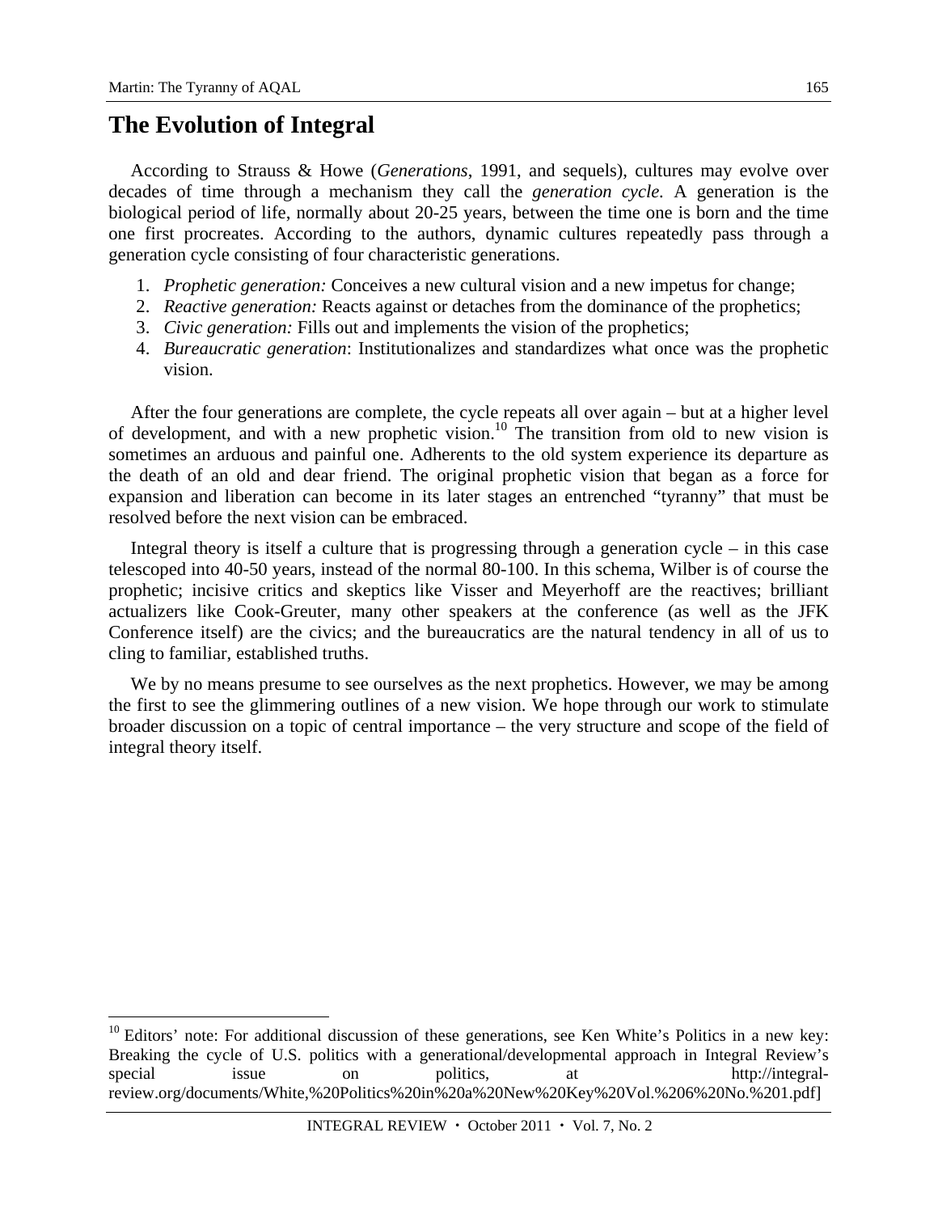## The Evolution of Integral

According to Strauss & Howe (*Generations*, 1991, and sequels), cultures may evolve over decades of time through a mechanism they call the *generation cycle.* A generation is the biological period of life, normally about 20-25 years, between the time one is born and the time one first procreates. According to the authors, dynamic cultures repeatedly pass through a generation cycle consisting of four characteristic generations.

1. *Prophetic generation:* Conceives a new cultural vision and a new impetus for change;
2. *Reactive generation:* Reacts against or detaches from the dominance of the prophetics;
3. *Civic generation:* Fills out and implements the vision of the prophetics;
4. *Bureaucratic generation*: Institutionalizes and standardizes what once was the prophetic vision.

After the four generations are complete, the cycle repeats all over again – but at a higher level of development, and with a new prophetic vision.[10] The transition from old to new vision is sometimes an arduous and painful one. Adherents to the old system experience its departure as the death of an old and dear friend. The original prophetic vision that began as a force for expansion and liberation can become in its later stages an entrenched "tyranny" that must be resolved before the next vision can be embraced.

Integral theory is itself a culture that is progressing through a generation cycle – in this case telescoped into 40-50 years, instead of the normal 80-100. In this schema, Wilber is of course the prophetic; incisive critics and skeptics like Visser and Meyerhoff are the reactives; brilliant actualizers like Cook-Greuter, many other speakers at the conference (as well as the JFK Conference itself) are the civics; and the bureaucratics are the natural tendency in all of us to cling to familiar, established truths.

We by no means presume to see ourselves as the next prophetics. However, we may be among the first to see the glimmering outlines of a new vision. We hope through our work to stimulate broader discussion on a topic of central importance – the very structure and scope of the field of integral theory itself.

---

[10] Editors' note: For additional discussion of these generations, see Ken White's Politics in a new key: Breaking the cycle of U.S. politics with a generational/developmental approach in Integral Review's special issue on politics, at http://integral-review.org/documents/White,%20Politics%20in%20a%20New%20Key%20Vol.%206%20No.%201.pdf]